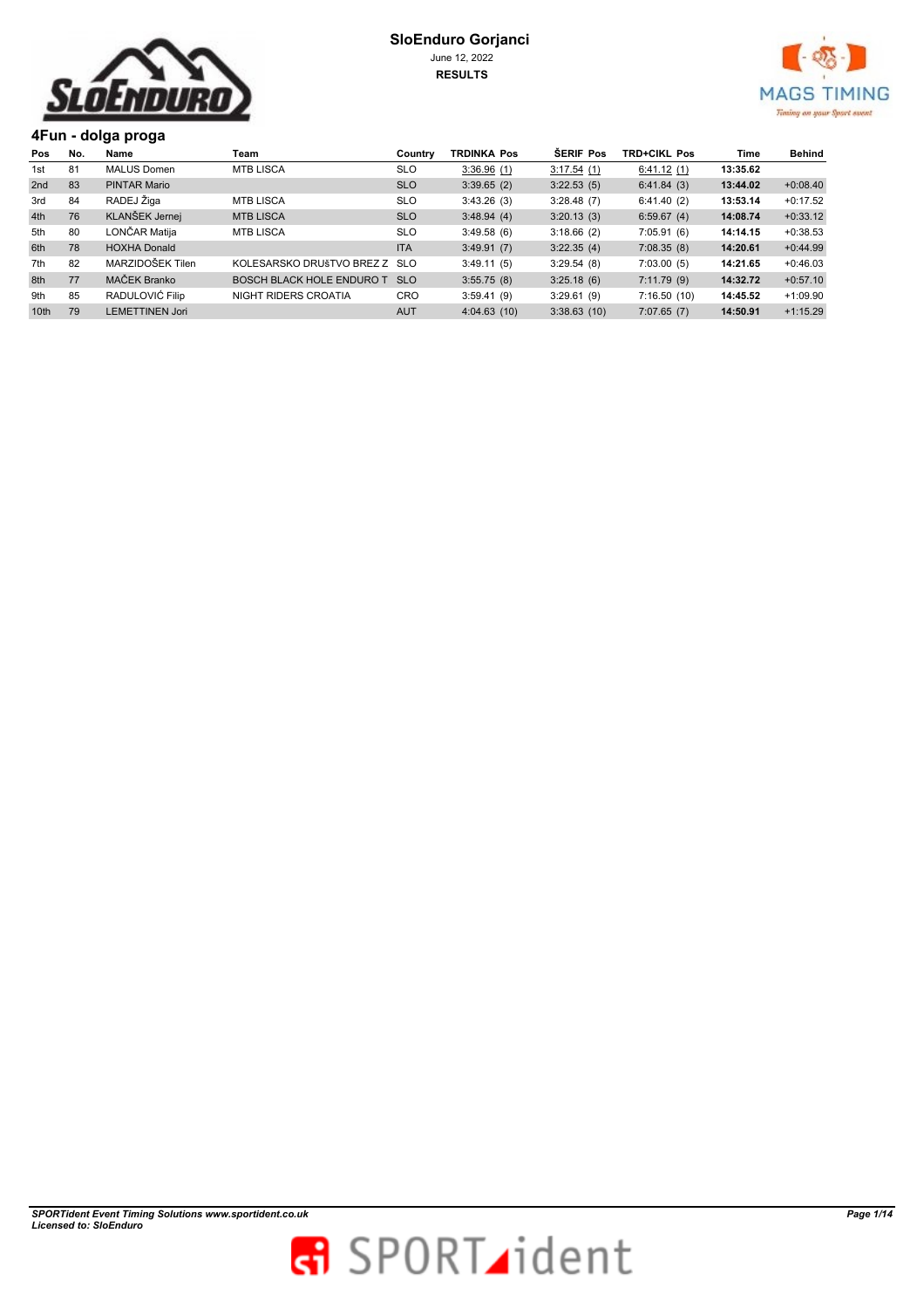# SloEnduro Gorjanci

June 12, 2022

**RESULTS**

## 4Fun - dolga proga

| Pos | No. | Name | Team | Country | TRDINKA Pos | ŠERIF Pos | TRD+CIKL Pos | Time | Behind |
|---|---|---|---|---|---|---|---|---|---|
| 1st | 81 | MALUS Domen | MTB LISCA | SLO | 3:36.96 (1) | 3:17.54 (1) | 6:41.12 (1) | **13:35.62** | |
| 2nd | 83 | PINTAR Mario | | SLO | 3:39.65 (2) | 3:22.53 (5) | 6:41.84 (3) | **13:44.02** | +0:08.40 |
| 3rd | 84 | RADEJ Žiga | MTB LISCA | SLO | 3:43.26 (3) | 3:28.48 (7) | 6:41.40 (2) | **13:53.14** | +0:17.52 |
| 4th | 76 | KLANŠEK Jernej | MTB LISCA | SLO | 3:48.94 (4) | 3:20.13 (3) | 6:59.67 (4) | **14:08.74** | +0:33.12 |
| 5th | 80 | LONČAR Matija | MTB LISCA | SLO | 3:49.58 (6) | 3:18.66 (2) | 7:05.91 (6) | **14:14.15** | +0:38.53 |
| 6th | 78 | HOXHA Donald | | ITA | 3:49.91 (7) | 3:22.35 (4) | 7:08.35 (8) | **14:20.61** | +0:44.99 |
| 7th | 82 | MARZIDOŠEK Tilen | KOLESARSKO DRUšTVO BREZ Z | SLO | 3:49.11 (5) | 3:29.54 (8) | 7:03.00 (5) | **14:21.65** | +0:46.03 |
| 8th | 77 | MAČEK Branko | BOSCH BLACK HOLE ENDURO T | SLO | 3:55.75 (8) | 3:25.18 (6) | 7:11.79 (9) | **14:32.72** | +0:57.10 |
| 9th | 85 | RADULOVIĆ Filip | NIGHT RIDERS CROATIA | CRO | 3:59.41 (9) | 3:29.61 (9) | 7:16.50 (10) | **14:45.52** | +1:09.90 |
| 10th | 79 | LEMETTINEN Jori | | AUT | 4:04.63 (10) | 3:38.63 (10) | 7:07.65 (7) | **14:50.91** | +1:15.29 |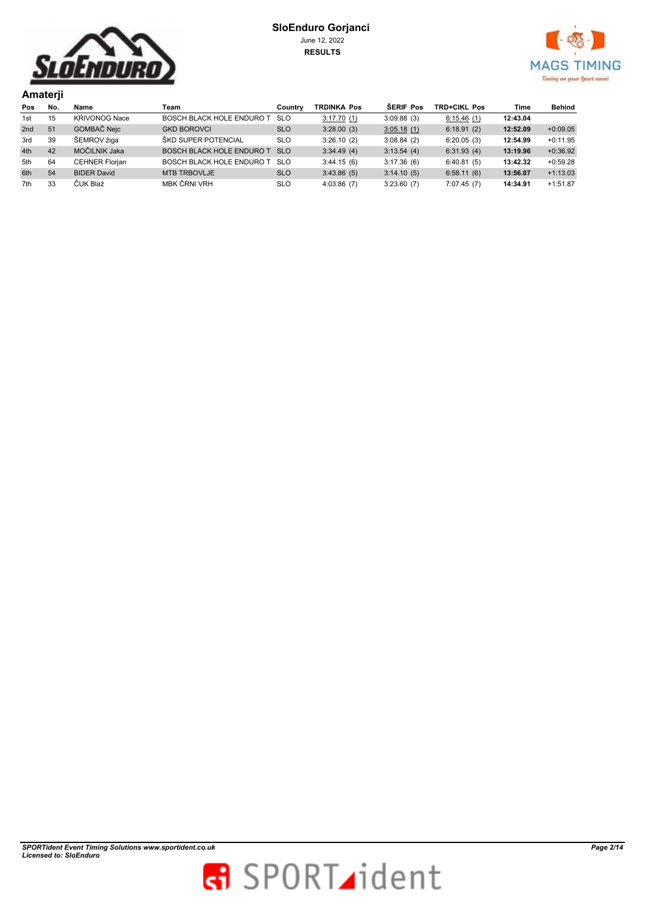# SloEnduro Gorjanci

June 12, 2022

**RESULTS**

## Amaterji

| Pos | No. | Name | Team | Country | TRDINKA Pos | ŠERIF Pos | TRD+CIKL Pos | Time | Behind |
|---|---|---|---|---|---|---|---|---|---|
| 1st | 15 | KRIVONOG Nace | BOSCH BLACK HOLE ENDURO T | SLO | 3:17.70 (1) | 3:09.88 (3) | 6:15.46 (1) | **12:43.04** | |
| 2nd | 51 | GOMBAČ Nejc | GKD BOROVCI | SLO | 3:28.00 (3) | 3:05.18 (1) | 6:18.91 (2) | **12:52.09** | +0:09.05 |
| 3rd | 39 | ŠEMROV žiga | ŠKD SUPER POTENCIAL | SLO | 3:26.10 (2) | 3:08.84 (2) | 6:20.05 (3) | **12:54.99** | +0:11.95 |
| 4th | 42 | MOČILNIK Jaka | BOSCH BLACK HOLE ENDURO T | SLO | 3:34.49 (4) | 3:13.54 (4) | 6:31.93 (4) | **13:19.96** | +0:36.92 |
| 5th | 64 | CEHNER Florjan | BOSCH BLACK HOLE ENDURO T | SLO | 3:44.15 (6) | 3:17.36 (6) | 6:40.81 (5) | **13:42.32** | +0:59.28 |
| 6th | 54 | BIDER David | MTB TRBOVLJE | SLO | 3:43.86 (5) | 3:14.10 (5) | 6:58.11 (6) | **13:56.07** | +1:13.03 |
| 7th | 33 | ČUK Blaž | MBK ČRNI VRH | SLO | 4:03.86 (7) | 3:23.60 (7) | 7:07.45 (7) | **14:34.91** | +1:51.87 |

***SPORTident Event Timing Solutions www.sportident.co.uk***
***Licensed to: SloEnduro***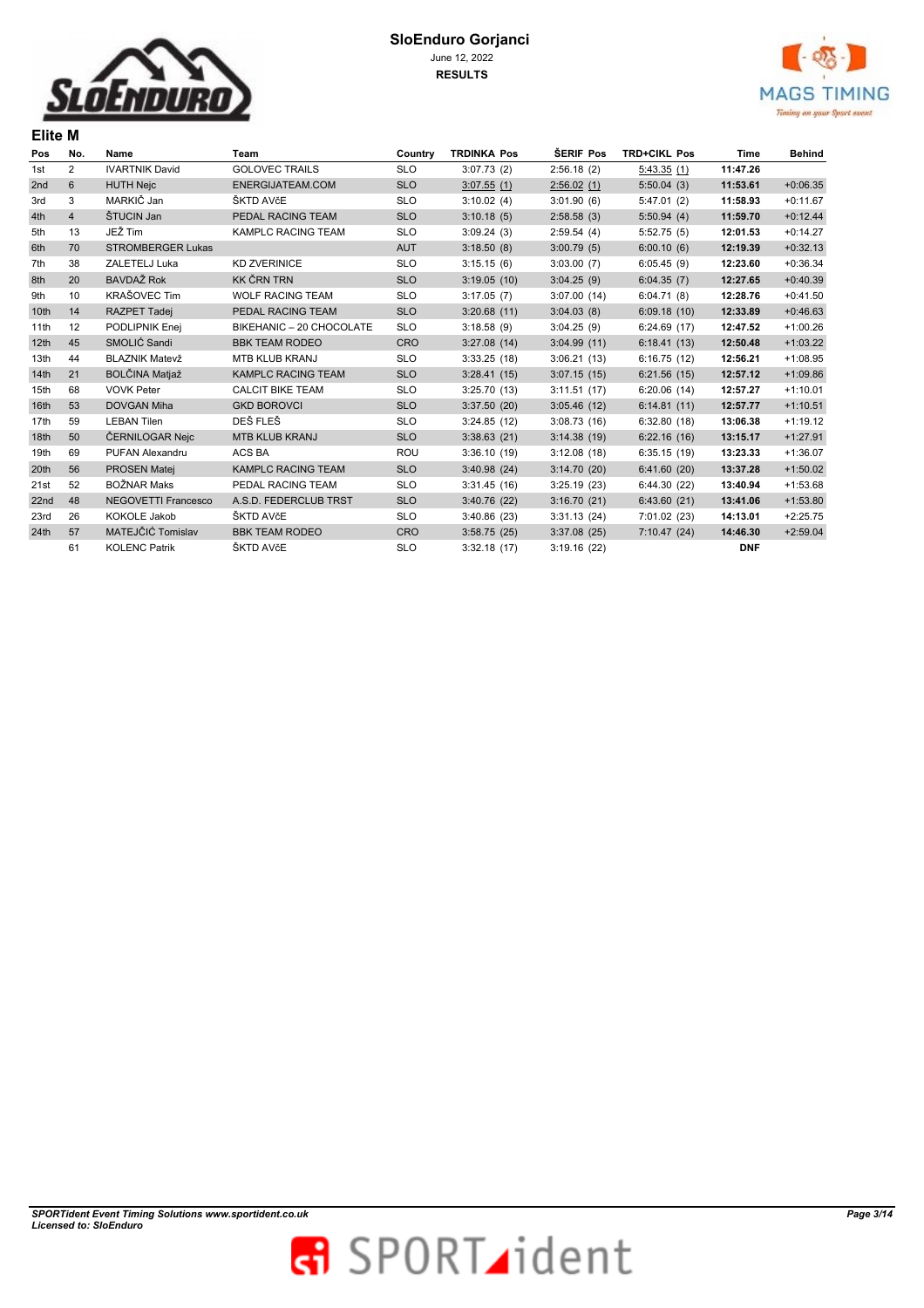# SloEnduro Gorjanci

June 12, 2022

**RESULTS**

## Elite M

| Pos | No. | Name | Team | Country | TRDINKA Pos | ŠERIF Pos | TRD+CIKL Pos | Time | Behind |
|---|---|---|---|---|---|---|---|---|---|
| 1st | 2 | IVARTNIK David | GOLOVEC TRAILS | SLO | 3:07.73 (2) | 2:56.18 (2) | 5:43.35 (1) | **11:47.26** | |
| 2nd | 6 | HUTH Nejc | ENERGIJATEAM.COM | SLO | 3:07.55 (1) | 2:56.02 (1) | 5:50.04 (3) | **11:53.61** | +0:06.35 |
| 3rd | 3 | MARKIČ Jan | ŠKTD AVčE | SLO | 3:10.02 (4) | 3:01.90 (6) | 5:47.01 (2) | **11:58.93** | +0:11.67 |
| 4th | 4 | ŠTUCIN Jan | PEDAL RACING TEAM | SLO | 3:10.18 (5) | 2:58.58 (3) | 5:50.94 (4) | **11:59.70** | +0:12.44 |
| 5th | 13 | JEŽ Tim | KAMPLC RACING TEAM | SLO | 3:09.24 (3) | 2:59.54 (4) | 5:52.75 (5) | **12:01.53** | +0:14.27 |
| 6th | 70 | STROMBERGER Lukas | | AUT | 3:18.50 (8) | 3:00.79 (5) | 6:00.10 (6) | **12:19.39** | +0:32.13 |
| 7th | 38 | ZALETELJ Luka | KD ZVERINICE | SLO | 3:15.15 (6) | 3:03.00 (7) | 6:05.45 (9) | **12:23.60** | +0:36.34 |
| 8th | 20 | BAVDAŽ Rok | KK ČRN TRN | SLO | 3:19.05 (10) | 3:04.25 (9) | 6:04.35 (7) | **12:27.65** | +0:40.39 |
| 9th | 10 | KRAŠOVEC Tim | WOLF RACING TEAM | SLO | 3:17.05 (7) | 3:07.00 (14) | 6:04.71 (8) | **12:28.76** | +0:41.50 |
| 10th | 14 | RAZPET Tadej | PEDAL RACING TEAM | SLO | 3:20.68 (11) | 3:04.03 (8) | 6:09.18 (10) | **12:33.89** | +0:46.63 |
| 11th | 12 | PODLIPNIK Enej | BIKEHANIC – 20 CHOCOLATE | SLO | 3:18.58 (9) | 3:04.25 (9) | 6:24.69 (17) | **12:47.52** | +1:00.26 |
| 12th | 45 | SMOLIĆ Sandi | BBK TEAM RODEO | CRO | 3:27.08 (14) | 3:04.99 (11) | 6:18.41 (13) | **12:50.48** | +1:03.22 |
| 13th | 44 | BLAZNIK Matevž | MTB KLUB KRANJ | SLO | 3:33.25 (18) | 3:06.21 (13) | 6:16.75 (12) | **12:56.21** | +1:08.95 |
| 14th | 21 | BOLČINA Matjaž | KAMPLC RACING TEAM | SLO | 3:28.41 (15) | 3:07.15 (15) | 6:21.56 (15) | **12:57.12** | +1:09.86 |
| 15th | 68 | VOVK Peter | CALCIT BIKE TEAM | SLO | 3:25.70 (13) | 3:11.51 (17) | 6:20.06 (14) | **12:57.27** | +1:10.01 |
| 16th | 53 | DOVGAN Miha | GKD BOROVCI | SLO | 3:37.50 (20) | 3:05.46 (12) | 6:14.81 (11) | **12:57.77** | +1:10.51 |
| 17th | 59 | LEBAN Tilen | DEŠ FLEŠ | SLO | 3:24.85 (12) | 3:08.73 (16) | 6:32.80 (18) | **13:06.38** | +1:19.12 |
| 18th | 50 | ČERNILOGAR Nejc | MTB KLUB KRANJ | SLO | 3:38.63 (21) | 3:14.38 (19) | 6:22.16 (16) | **13:15.17** | +1:27.91 |
| 19th | 69 | PUFAN Alexandru | ACS BA | ROU | 3:36.10 (19) | 3:12.08 (18) | 6:35.15 (19) | **13:23.33** | +1:36.07 |
| 20th | 56 | PROSEN Matej | KAMPLC RACING TEAM | SLO | 3:40.98 (24) | 3:14.70 (20) | 6:41.60 (20) | **13:37.28** | +1:50.02 |
| 21st | 52 | BOŽNAR Maks | PEDAL RACING TEAM | SLO | 3:31.45 (16) | 3:25.19 (23) | 6:44.30 (22) | **13:40.94** | +1:53.68 |
| 22nd | 48 | NEGOVETTI Francesco | A.S.D. FEDERCLUB TRST | SLO | 3:40.76 (22) | 3:16.70 (21) | 6:43.60 (21) | **13:41.06** | +1:53.80 |
| 23rd | 26 | KOKOLE Jakob | ŠKTD AVčE | SLO | 3:40.86 (23) | 3:31.13 (24) | 7:01.02 (23) | **14:13.01** | +2:25.75 |
| 24th | 57 | MATEJČIĆ Tomislav | BBK TEAM RODEO | CRO | 3:58.75 (25) | 3:37.08 (25) | 7:10.47 (24) | **14:46.30** | +2:59.04 |
| | 61 | KOLENC Patrik | ŠKTD AVčE | SLO | 3:32.18 (17) | 3:19.16 (22) | | **DNF** | |

*SPORTident Event Timing Solutions www.sportident.co.uk*
*Licensed to: SloEnduro*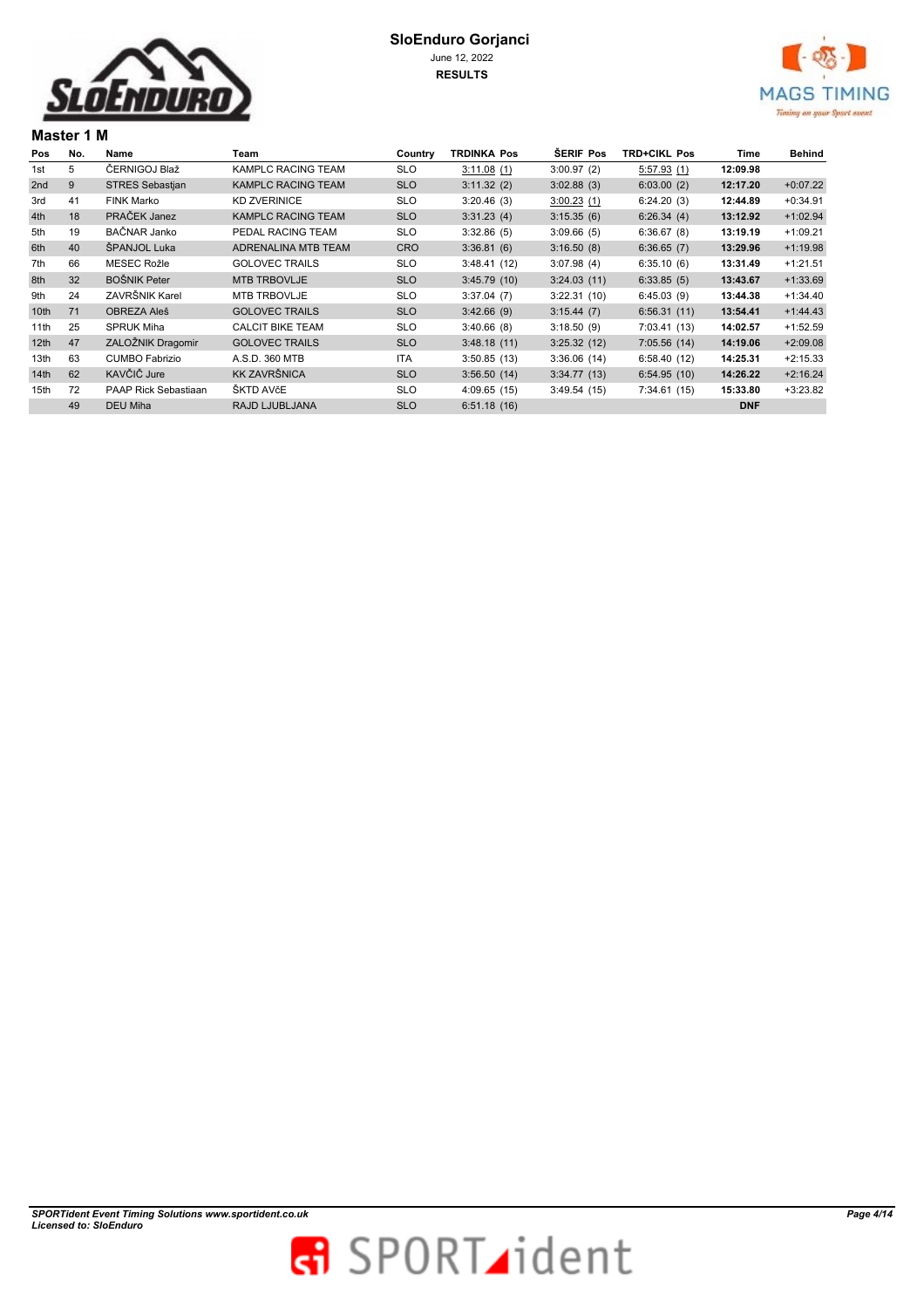# SloEnduro Gorjanci

June 12, 2022

**RESULTS**

## Master 1 M

| Pos | No. | Name | Team | Country | TRDINKA Pos | ŠERIF Pos | TRD+CIKL Pos | Time | Behind |
|---|---|---|---|---|---|---|---|---|---|
| 1st | 5 | ČERNIGOJ Blaž | KAMPLC RACING TEAM | SLO | 3:11.08 (1) | 3:00.97 (2) | 5:57.93 (1) | **12:09.98** | |
| 2nd | 9 | STRES Sebastjan | KAMPLC RACING TEAM | SLO | 3:11.32 (2) | 3:02.88 (3) | 6:03.00 (2) | **12:17.20** | +0:07.22 |
| 3rd | 41 | FINK Marko | KD ZVERINICE | SLO | 3:20.46 (3) | 3:00.23 (1) | 6:24.20 (3) | **12:44.89** | +0:34.91 |
| 4th | 18 | PRAČEK Janez | KAMPLC RACING TEAM | SLO | 3:31.23 (4) | 3:15.35 (6) | 6:26.34 (4) | **13:12.92** | +1:02.94 |
| 5th | 19 | BAČNAR Janko | PEDAL RACING TEAM | SLO | 3:32.86 (5) | 3:09.66 (5) | 6:36.67 (8) | **13:19.19** | +1:09.21 |
| 6th | 40 | ŠPANJOL Luka | ADRENALINA MTB TEAM | CRO | 3:36.81 (6) | 3:16.50 (8) | 6:36.65 (7) | **13:29.96** | +1:19.98 |
| 7th | 66 | MESEC Rožle | GOLOVEC TRAILS | SLO | 3:48.41 (12) | 3:07.98 (4) | 6:35.10 (6) | **13:31.49** | +1:21.51 |
| 8th | 32 | BOŠNIK Peter | MTB TRBOVLJE | SLO | 3:45.79 (10) | 3:24.03 (11) | 6:33.85 (5) | **13:43.67** | +1:33.69 |
| 9th | 24 | ZAVRŠNIK Karel | MTB TRBOVLJE | SLO | 3:37.04 (7) | 3:22.31 (10) | 6:45.03 (9) | **13:44.38** | +1:34.40 |
| 10th | 71 | OBREZA Aleš | GOLOVEC TRAILS | SLO | 3:42.66 (9) | 3:15.44 (7) | 6:56.31 (11) | **13:54.41** | +1:44.43 |
| 11th | 25 | SPRUK Miha | CALCIT BIKE TEAM | SLO | 3:40.66 (8) | 3:18.50 (9) | 7:03.41 (13) | **14:02.57** | +1:52.59 |
| 12th | 47 | ZALOŽNIK Dragomir | GOLOVEC TRAILS | SLO | 3:48.18 (11) | 3:25.32 (12) | 7:05.56 (14) | **14:19.06** | +2:09.08 |
| 13th | 63 | CUMBO Fabrizio | A.S.D. 360 MTB | ITA | 3:50.85 (13) | 3:36.06 (14) | 6:58.40 (12) | **14:25.31** | +2:15.33 |
| 14th | 62 | KAVČIČ Jure | KK ZAVRŠNICA | SLO | 3:56.50 (14) | 3:34.77 (13) | 6:54.95 (10) | **14:26.22** | +2:16.24 |
| 15th | 72 | PAAP Rick Sebastiaan | ŠKTD AVčE | SLO | 4:09.65 (15) | 3:49.54 (15) | 7:34.61 (15) | **15:33.80** | +3:23.82 |
| | 49 | DEU Miha | RAJD LJUBLJANA | SLO | 6:51.18 (16) | | | **DNF** | |

*SPORTident Event Timing Solutions www.sportident.co.uk*
*Licensed to: SloEnduro*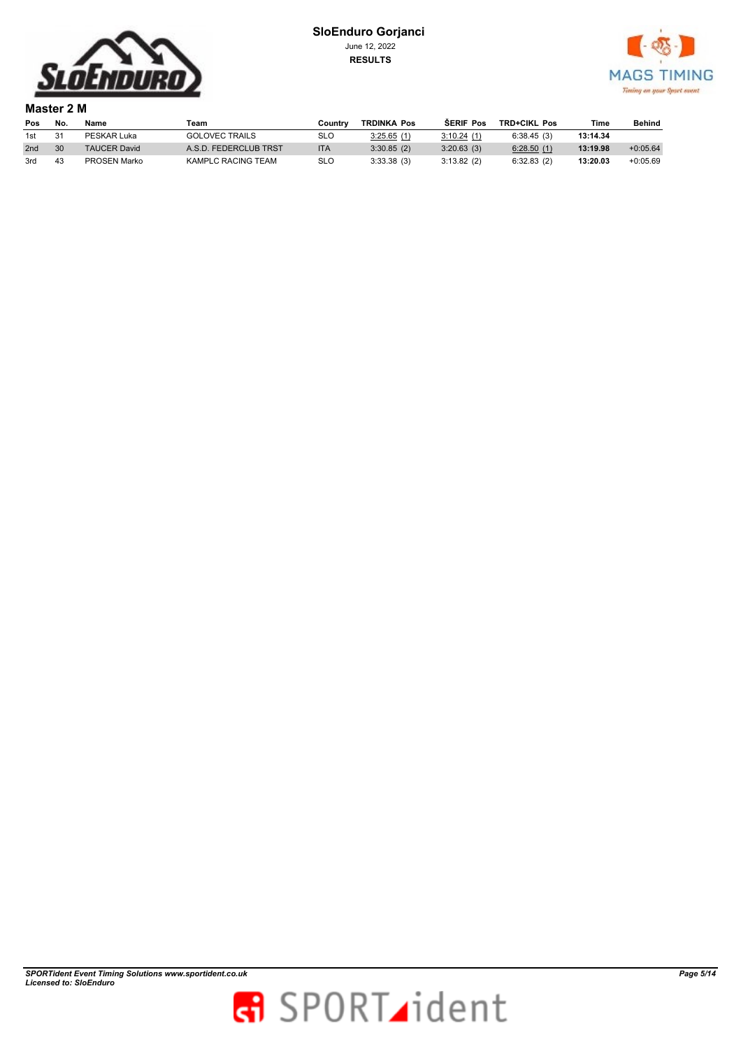# SloEnduro Gorjanci

June 12, 2022

**RESULTS**

## Master 2 M

| Pos | No. | Name | Team | Country | TRDINKA Pos | ŠERIF Pos | TRD+CIKL Pos | Time | Behind |
|---|---|---|---|---|---|---|---|---|---|
| 1st | 31 | PESKAR Luka | GOLOVEC TRAILS | SLO | 3:25.65 (1) | 3:10.24 (1) | 6:38.45 (3) | **13:14.34** | |
| 2nd | 30 | TAUCER David | A.S.D. FEDERCLUB TRST | ITA | 3:30.85 (2) | 3:20.63 (3) | 6:28.50 (1) | **13:19.98** | +0:05.64 |
| 3rd | 43 | PROSEN Marko | KAMPLC RACING TEAM | SLO | 3:33.38 (3) | 3:13.82 (2) | 6:32.83 (2) | **13:20.03** | +0:05.69 |

*SPORTident Event Timing Solutions www.sportident.co.uk*
*Licensed to: SloEnduro*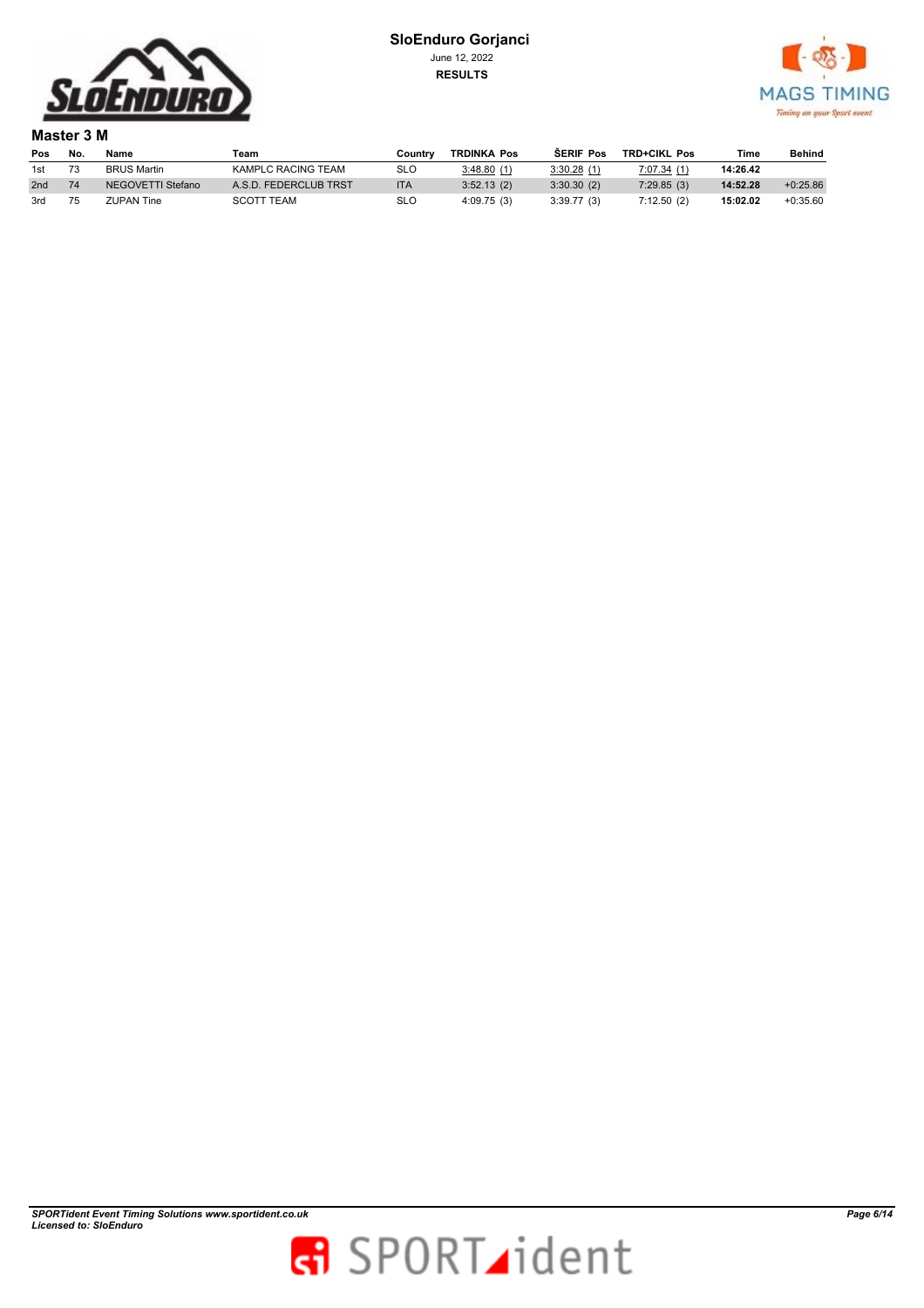**SloEnduro Gorjanci**
June 12, 2022
**RESULTS**

## Master 3 M

| Pos | No. | Name | Team | Country | TRDINKA Pos | ŠERIF Pos | TRD+CIKL Pos | Time | Behind |
|---|---|---|---|---|---|---|---|---|---|
| 1st | 73 | BRUS Martin | KAMPLC RACING TEAM | SLO | 3:48.80 (1) | 3:30.28 (1) | 7:07.34 (1) | **14:26.42** | |
| 2nd | 74 | NEGOVETTI Stefano | A.S.D. FEDERCLUB TRST | ITA | 3:52.13 (2) | 3:30.30 (2) | 7:29.85 (3) | **14:52.28** | +0:25.86 |
| 3rd | 75 | ZUPAN Tine | SCOTT TEAM | SLO | 4:09.75 (3) | 3:39.77 (3) | 7:12.50 (2) | **15:02.02** | +0:35.60 |

*SPORTident Event Timing Solutions www.sportident.co.uk*
*Licensed to: SloEnduro*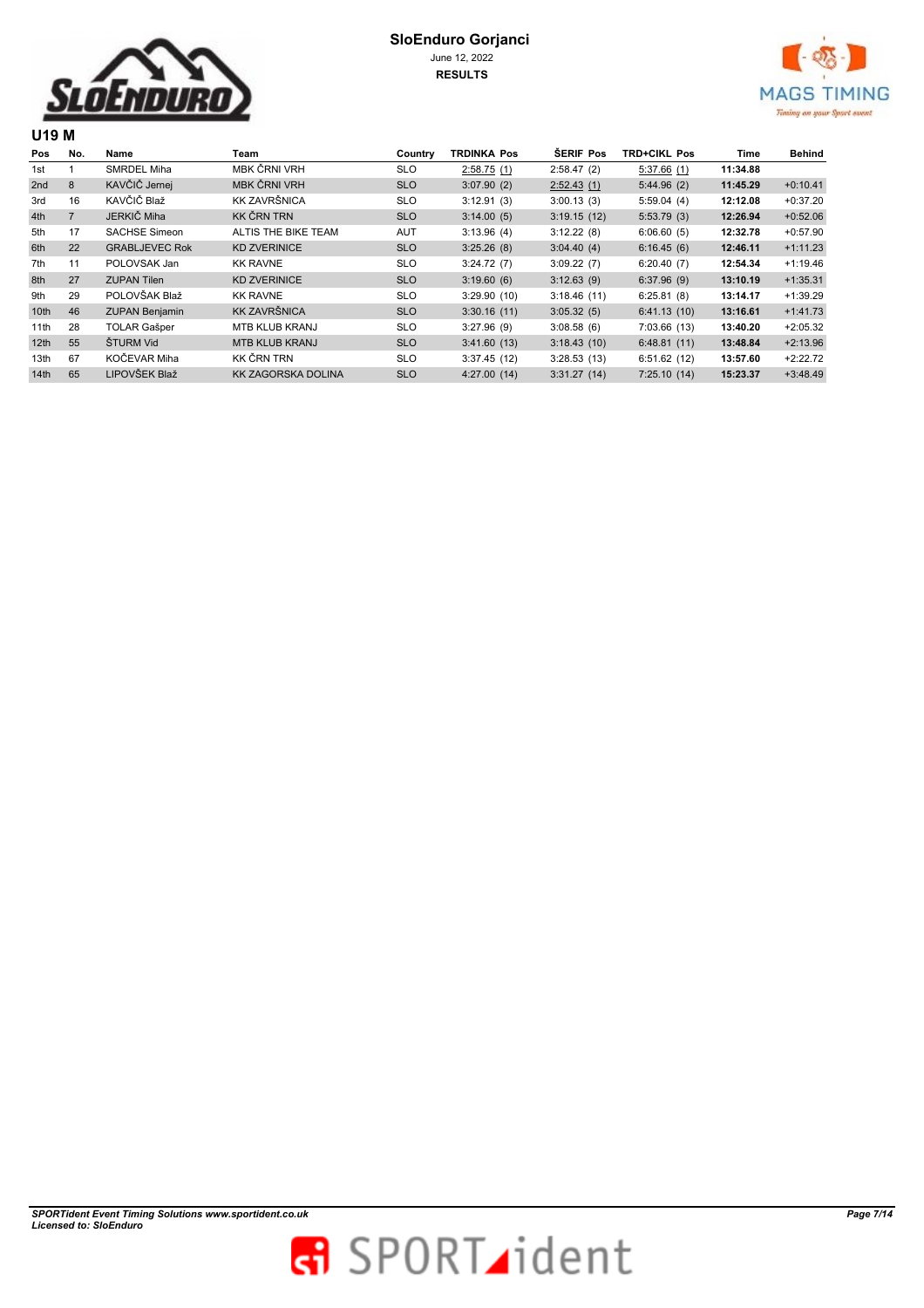**SloEnduro Gorjanci**

June 12, 2022

**RESULTS**

## U19 M

| Pos | No. | Name | Team | Country | TRDINKA Pos | ŠERIF Pos | TRD+CIKL Pos | Time | Behind |
|---|---|---|---|---|---|---|---|---|---|
| 1st | 1 | SMRDEL Miha | MBK ČRNI VRH | SLO | 2:58.75 (1) | 2:58.47 (2) | 5:37.66 (1) | **11:34.88** | |
| 2nd | 8 | KAVČIČ Jernej | MBK ČRNI VRH | SLO | 3:07.90 (2) | 2:52.43 (1) | 5:44.96 (2) | **11:45.29** | +0:10.41 |
| 3rd | 16 | KAVČIČ Blaž | KK ZAVRŠNICA | SLO | 3:12.91 (3) | 3:00.13 (3) | 5:59.04 (4) | **12:12.08** | +0:37.20 |
| 4th | 7 | JERKIČ Miha | KK ČRN TRN | SLO | 3:14.00 (5) | 3:19.15 (12) | 5:53.79 (3) | **12:26.94** | +0:52.06 |
| 5th | 17 | SACHSE Simeon | ALTIS THE BIKE TEAM | AUT | 3:13.96 (4) | 3:12.22 (8) | 6:06.60 (5) | **12:32.78** | +0:57.90 |
| 6th | 22 | GRABLJEVEC Rok | KD ZVERINICE | SLO | 3:25.26 (8) | 3:04.40 (4) | 6:16.45 (6) | **12:46.11** | +1:11.23 |
| 7th | 11 | POLOVSAK Jan | KK RAVNE | SLO | 3:24.72 (7) | 3:09.22 (7) | 6:20.40 (7) | **12:54.34** | +1:19.46 |
| 8th | 27 | ZUPAN Tilen | KD ZVERINICE | SLO | 3:19.60 (6) | 3:12.63 (9) | 6:37.96 (9) | **13:10.19** | +1:35.31 |
| 9th | 29 | POLOVŠAK Blaž | KK RAVNE | SLO | 3:29.90 (10) | 3:18.46 (11) | 6:25.81 (8) | **13:14.17** | +1:39.29 |
| 10th | 46 | ZUPAN Benjamin | KK ZAVRŠNICA | SLO | 3:30.16 (11) | 3:05.32 (5) | 6:41.13 (10) | **13:16.61** | +1:41.73 |
| 11th | 28 | TOLAR Gašper | MTB KLUB KRANJ | SLO | 3:27.96 (9) | 3:08.58 (6) | 7:03.66 (13) | **13:40.20** | +2:05.32 |
| 12th | 55 | ŠTURM Vid | MTB KLUB KRANJ | SLO | 3:41.60 (13) | 3:18.43 (10) | 6:48.81 (11) | **13:48.84** | +2:13.96 |
| 13th | 67 | KOČEVAR Miha | KK ČRN TRN | SLO | 3:37.45 (12) | 3:28.53 (13) | 6:51.62 (12) | **13:57.60** | +2:22.72 |
| 14th | 65 | LIPOVŠEK Blaž | KK ZAGORSKA DOLINA | SLO | 4:27.00 (14) | 3:31.27 (14) | 7:25.10 (14) | **15:23.37** | +3:48.49 |

*SPORTident Event Timing Solutions www.sportident.co.uk*
*Licensed to: SloEnduro*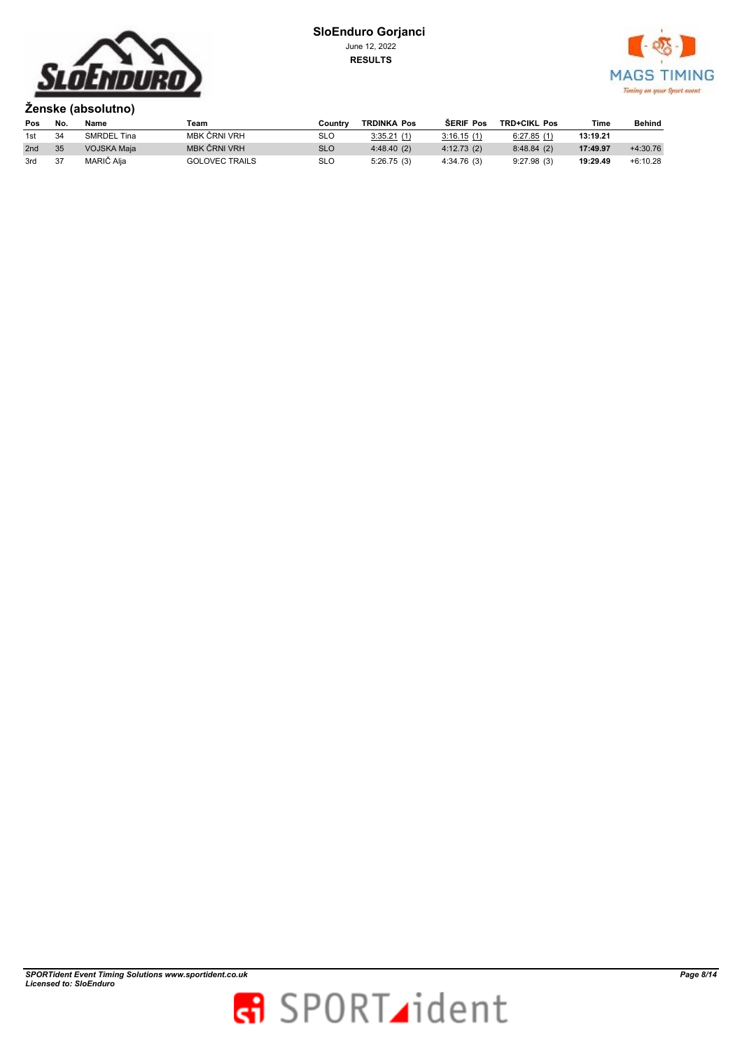**SloEnduro Gorjanci**

June 12, 2022

**RESULTS**

## Ženske (absolutno)

| Pos | No. | Name | Team | Country | TRDINKA Pos | ŠERIF Pos | TRD+CIKL Pos | Time | Behind |
|---|---|---|---|---|---|---|---|---|---|
| 1st | 34 | SMRDEL Tina | MBK ČRNI VRH | SLO | 3:35.21 (1) | 3:16.15 (1) | 6:27.85 (1) | **13:19.21** | |
| 2nd | 35 | VOJSKA Maja | MBK ČRNI VRH | SLO | 4:48.40 (2) | 4:12.73 (2) | 8:48.84 (2) | **17:49.97** | +4:30.76 |
| 3rd | 37 | MARIČ Alja | GOLOVEC TRAILS | SLO | 5:26.75 (3) | 4:34.76 (3) | 9:27.98 (3) | **19:29.49** | +6:10.28 |

*SPORTident Event Timing Solutions www.sportident.co.uk*
*Licensed to: SloEnduro*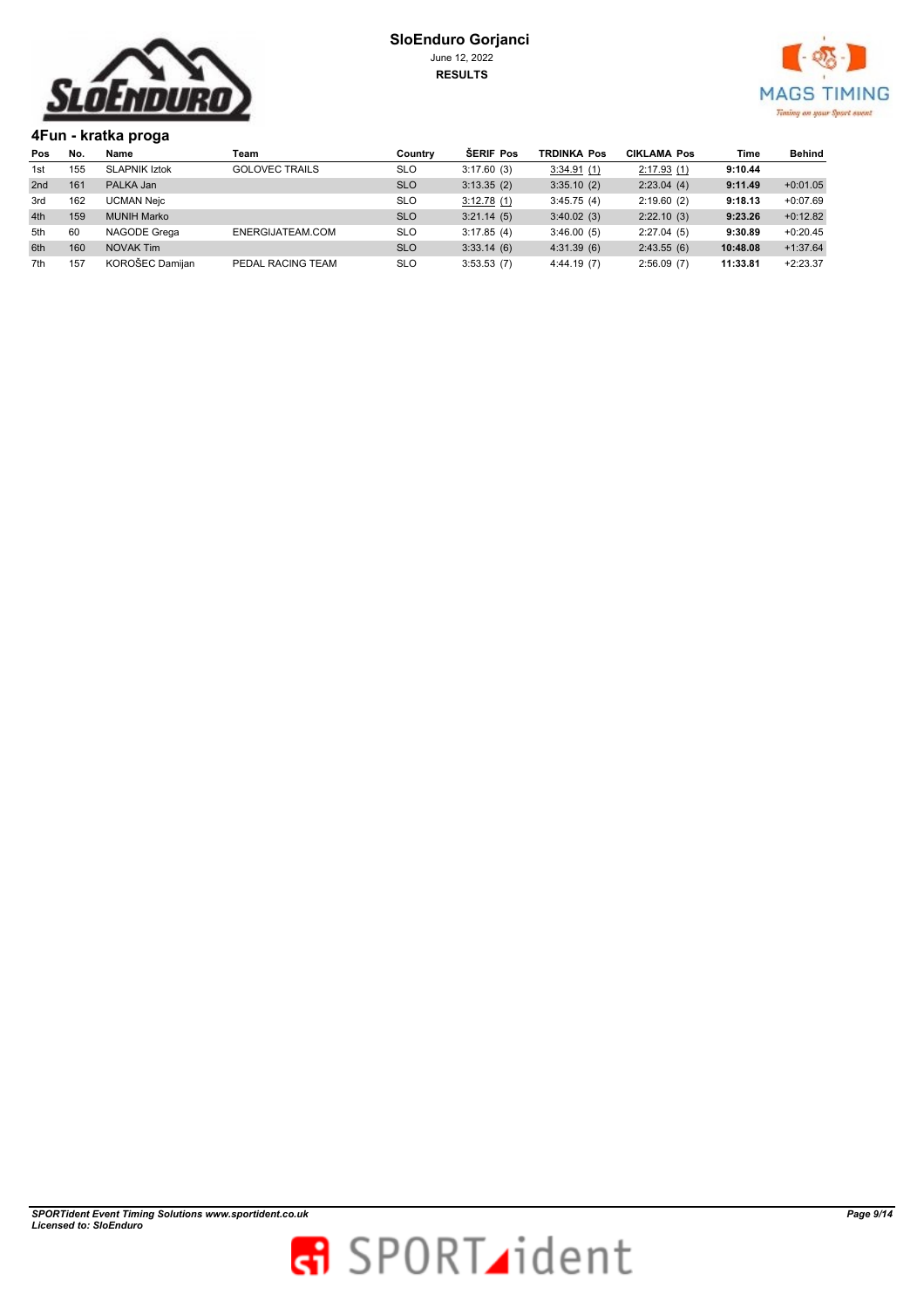**SloEnduro Gorjanci**
June 12, 2022
**RESULTS**

## 4Fun - kratka proga

| Pos | No. | Name | Team | Country | ŠERIF Pos | TRDINKA Pos | CIKLAMA Pos | Time | Behind |
|---|---|---|---|---|---|---|---|---|---|
| 1st | 155 | SLAPNIK Iztok | GOLOVEC TRAILS | SLO | 3:17.60 (3) | 3:34.91 (1) | 2:17.93 (1) | **9:10.44** | |
| 2nd | 161 | PALKA Jan | | SLO | 3:13.35 (2) | 3:35.10 (2) | 2:23.04 (4) | **9:11.49** | +0:01.05 |
| 3rd | 162 | UCMAN Nejc | | SLO | 3:12.78 (1) | 3:45.75 (4) | 2:19.60 (2) | **9:18.13** | +0:07.69 |
| 4th | 159 | MUNIH Marko | | SLO | 3:21.14 (5) | 3:40.02 (3) | 2:22.10 (3) | **9:23.26** | +0:12.82 |
| 5th | 60 | NAGODE Grega | ENERGIJATEAM.COM | SLO | 3:17.85 (4) | 3:46.00 (5) | 2:27.04 (5) | **9:30.89** | +0:20.45 |
| 6th | 160 | NOVAK Tim | | SLO | 3:33.14 (6) | 4:31.39 (6) | 2:43.55 (6) | **10:48.08** | +1:37.64 |
| 7th | 157 | KOROŠEC Damijan | PEDAL RACING TEAM | SLO | 3:53.53 (7) | 4:44.19 (7) | 2:56.09 (7) | **11:33.81** | +2:23.37 |

*SPORTident Event Timing Solutions www.sportident.co.uk*
*Licensed to: SloEnduro*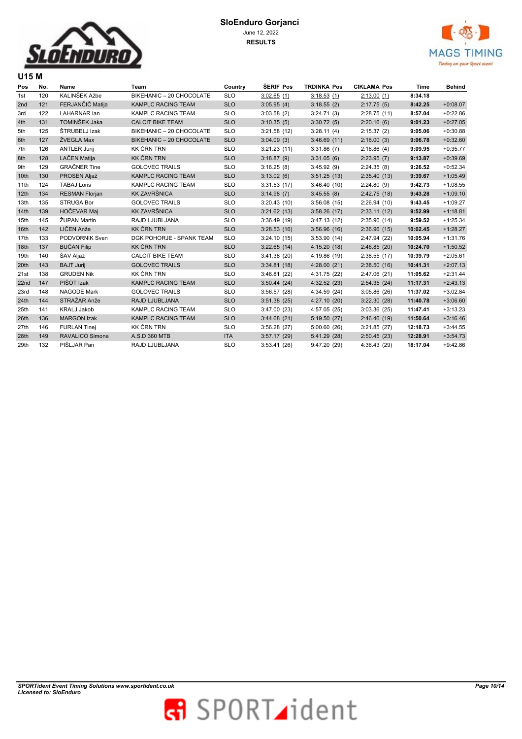# SloEnduro Gorjanci

June 12, 2022

**RESULTS**

## U15 M

| Pos | No. | Name | Team | Country | ŠERIF Pos | TRDINKA Pos | CIKLAMA Pos | Time | Behind |
|---|---|---|---|---|---|---|---|---|---|
| 1st | 120 | KALINŠEK Ažbe | BIKEHANIC – 20 CHOCOLATE | SLO | 3:02.65 (1) | 3:18.53 (1) | 2:13.00 (1) | **8:34.18** | |
| 2nd | 121 | FERJANČIČ Matija | KAMPLC RACING TEAM | SLO | 3:05.95 (4) | 3:18.55 (2) | 2:17.75 (5) | **8:42.25** | +0:08.07 |
| 3rd | 122 | LAHARNAR Ian | KAMPLC RACING TEAM | SLO | 3:03.58 (2) | 3:24.71 (3) | 2:28.75 (11) | **8:57.04** | +0:22.86 |
| 4th | 131 | TOMINŠEK Jaka | CALCIT BIKE TEAM | SLO | 3:10.35 (5) | 3:30.72 (5) | 2:20.16 (6) | **9:01.23** | +0:27.05 |
| 5th | 125 | ŠTRUBELJ Izak | BIKEHANIC – 20 CHOCOLATE | SLO | 3:21.58 (12) | 3:28.11 (4) | 2:15.37 (2) | **9:05.06** | +0:30.88 |
| 6th | 127 | ŽVEGLA Max | BIKEHANIC – 20 CHOCOLATE | SLO | 3:04.09 (3) | 3:46.69 (11) | 2:16.00 (3) | **9:06.78** | +0:32.60 |
| 7th | 126 | ANTLER Jurij | KK ČRN TRN | SLO | 3:21.23 (11) | 3:31.86 (7) | 2:16.86 (4) | **9:09.95** | +0:35.77 |
| 8th | 128 | LAČEN Matija | KK ČRN TRN | SLO | 3:18.87 (9) | 3:31.05 (6) | 2:23.95 (7) | **9:13.87** | +0:39.69 |
| 9th | 129 | GRAČNER Tine | GOLOVEC TRAILS | SLO | 3:16.25 (8) | 3:45.92 (9) | 2:24.35 (8) | **9:26.52** | +0:52.34 |
| 10th | 130 | PROSEN Aljaž | KAMPLC RACING TEAM | SLO | 3:13.02 (6) | 3:51.25 (13) | 2:35.40 (13) | **9:39.67** | +1:05.49 |
| 11th | 124 | TABAJ Loris | KAMPLC RACING TEAM | SLO | 3:31.53 (17) | 3:46.40 (10) | 2:24.80 (9) | **9:42.73** | +1:08.55 |
| 12th | 134 | RESMAN Florjan | KK ZAVRŠNICA | SLO | 3:14.98 (7) | 3:45.55 (8) | 2:42.75 (18) | **9:43.28** | +1:09.10 |
| 13th | 135 | STRUGA Bor | GOLOVEC TRAILS | SLO | 3:20.43 (10) | 3:56.08 (15) | 2:26.94 (10) | **9:43.45** | +1:09.27 |
| 14th | 139 | HOČEVAR Maj | KK ZAVRŠNICA | SLO | 3:21.62 (13) | 3:58.26 (17) | 2:33.11 (12) | **9:52.99** | +1:18.81 |
| 15th | 145 | ŽUPAN Martin | RAJD LJUBLJANA | SLO | 3:36.49 (19) | 3:47.13 (12) | 2:35.90 (14) | **9:59.52** | +1:25.34 |
| 16th | 142 | LIČEN Anže | KK ČRN TRN | SLO | 3:28.53 (16) | 3:56.96 (16) | 2:36.96 (15) | **10:02.45** | +1:28.27 |
| 17th | 133 | PODVORNIK Sven | DGK POHORJE - SPANK TEAM | SLO | 3:24.10 (15) | 3:53.90 (14) | 2:47.94 (22) | **10:05.94** | +1:31.76 |
| 18th | 137 | BUČAN Filip | KK ČRN TRN | SLO | 3:22.65 (14) | 4:15.20 (18) | 2:46.85 (20) | **10:24.70** | +1:50.52 |
| 19th | 140 | ŠAV Aljaž | CALCIT BIKE TEAM | SLO | 3:41.38 (20) | 4:19.86 (19) | 2:38.55 (17) | **10:39.79** | +2:05.61 |
| 20th | 143 | BAJT Jurij | GOLOVEC TRAILS | SLO | 3:34.81 (18) | 4:28.00 (21) | 2:38.50 (16) | **10:41.31** | +2:07.13 |
| 21st | 138 | GRUDEN Nik | KK ČRN TRN | SLO | 3:46.81 (22) | 4:31.75 (22) | 2:47.06 (21) | **11:05.62** | +2:31.44 |
| 22nd | 147 | PIŠOT Izak | KAMPLC RACING TEAM | SLO | 3:50.44 (24) | 4:32.52 (23) | 2:54.35 (24) | **11:17.31** | +2:43.13 |
| 23rd | 148 | NAGODE Mark | GOLOVEC TRAILS | SLO | 3:56.57 (28) | 4:34.59 (24) | 3:05.86 (26) | **11:37.02** | +3:02.84 |
| 24th | 144 | STRAŽAR Anže | RAJD LJUBLJANA | SLO | 3:51.38 (25) | 4:27.10 (20) | 3:22.30 (28) | **11:40.78** | +3:06.60 |
| 25th | 141 | KRALJ Jakob | KAMPLC RACING TEAM | SLO | 3:47.00 (23) | 4:57.05 (25) | 3:03.36 (25) | **11:47.41** | +3:13.23 |
| 26th | 136 | MARGON Izak | KAMPLC RACING TEAM | SLO | 3:44.68 (21) | 5:19.50 (27) | 2:46.46 (19) | **11:50.64** | +3:16.46 |
| 27th | 146 | FURLAN Tinej | KK ČRN TRN | SLO | 3:56.28 (27) | 5:00.60 (26) | 3:21.85 (27) | **12:18.73** | +3:44.55 |
| 28th | 149 | RAVALICO Simone | A.S.D 360 MTB | ITA | 3:57.17 (29) | 5:41.29 (28) | 2:50.45 (23) | **12:28.91** | +3:54.73 |
| 29th | 132 | PIŠLJAR Pan | RAJD LJUBLJANA | SLO | 3:53.41 (26) | 9:47.20 (29) | 4:36.43 (29) | **18:17.04** | +9:42.86 |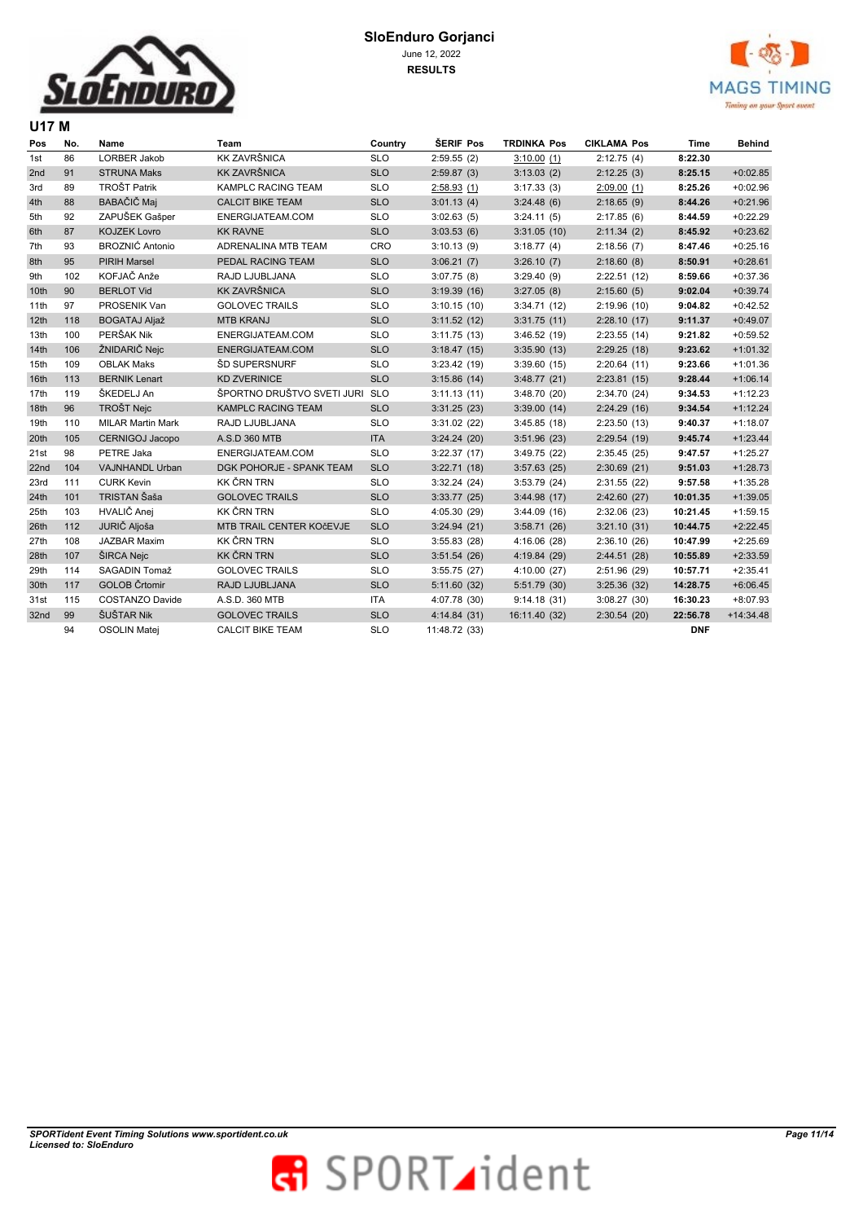# SloEnduro Gorjanci

June 12, 2022

**RESULTS**

## U17 M

| Pos | No. | Name | Team | Country | ŠERIF Pos | TRDINKA Pos | CIKLAMA Pos | Time | Behind |
|---|---|---|---|---|---|---|---|---|---|
| 1st | 86 | LORBER Jakob | KK ZAVRŠNICA | SLO | 2:59.55 (2) | 3:10.00 (1) | 2:12.75 (4) | **8:22.30** | |
| 2nd | 91 | STRUNA Maks | KK ZAVRŠNICA | SLO | 2:59.87 (3) | 3:13.03 (2) | 2:12.25 (3) | **8:25.15** | +0:02.85 |
| 3rd | 89 | TROŠT Patrik | KAMPLC RACING TEAM | SLO | 2:58.93 (1) | 3:17.33 (3) | 2:09.00 (1) | **8:25.26** | +0:02.96 |
| 4th | 88 | BABAČIČ Maj | CALCIT BIKE TEAM | SLO | 3:01.13 (4) | 3:24.48 (6) | 2:18.65 (9) | **8:44.26** | +0:21.96 |
| 5th | 92 | ZAPUŠEK Gašper | ENERGIJATEAM.COM | SLO | 3:02.63 (5) | 3:24.11 (5) | 2:17.85 (6) | **8:44.59** | +0:22.29 |
| 6th | 87 | KOZJEK Lovro | KK RAVNE | SLO | 3:03.53 (6) | 3:31.05 (10) | 2:11.34 (2) | **8:45.92** | +0:23.62 |
| 7th | 93 | BROZNIĆ Antonio | ADRENALINA MTB TEAM | CRO | 3:10.13 (9) | 3:18.77 (4) | 2:18.56 (7) | **8:47.46** | +0:25.16 |
| 8th | 95 | PIRIH Marsel | PEDAL RACING TEAM | SLO | 3:06.21 (7) | 3:26.10 (7) | 2:18.60 (8) | **8:50.91** | +0:28.61 |
| 9th | 102 | KOFJAČ Anže | RAJD LJUBLJANA | SLO | 3:07.75 (8) | 3:29.40 (9) | 2:22.51 (12) | **8:59.66** | +0:37.36 |
| 10th | 90 | BERLOT Vid | KK ZAVRŠNICA | SLO | 3:19.39 (16) | 3:27.05 (8) | 2:15.60 (5) | **9:02.04** | +0:39.74 |
| 11th | 97 | PROSENIK Van | GOLOVEC TRAILS | SLO | 3:10.15 (10) | 3:34.71 (12) | 2:19.96 (10) | **9:04.82** | +0:42.52 |
| 12th | 118 | BOGATAJ Aljaž | MTB KRANJ | SLO | 3:11.52 (12) | 3:31.75 (11) | 2:28.10 (17) | **9:11.37** | +0:49.07 |
| 13th | 100 | PERŠAK Nik | ENERGIJATEAM.COM | SLO | 3:11.75 (13) | 3:46.52 (19) | 2:23.55 (14) | **9:21.82** | +0:59.52 |
| 14th | 106 | ŽNIDARIČ Nejc | ENERGIJATEAM.COM | SLO | 3:18.47 (15) | 3:35.90 (13) | 2:29.25 (18) | **9:23.62** | +1:01.32 |
| 15th | 109 | OBLAK Maks | ŠD SUPERSNURF | SLO | 3:23.42 (19) | 3:39.60 (15) | 2:20.64 (11) | **9:23.66** | +1:01.36 |
| 16th | 113 | BERNIK Lenart | KD ZVERINICE | SLO | 3:15.86 (14) | 3:48.77 (21) | 2:23.81 (15) | **9:28.44** | +1:06.14 |
| 17th | 119 | ŠKEDELJ An | ŠPORTNO DRUŠTVO SVETI JURI | SLO | 3:11.13 (11) | 3:48.70 (20) | 2:34.70 (24) | **9:34.53** | +1:12.23 |
| 18th | 96 | TROŠT Nejc | KAMPLC RACING TEAM | SLO | 3:31.25 (23) | 3:39.00 (14) | 2:24.29 (16) | **9:34.54** | +1:12.24 |
| 19th | 110 | MILAR Martin Mark | RAJD LJUBLJANA | SLO | 3:31.02 (22) | 3:45.85 (18) | 2:23.50 (13) | **9:40.37** | +1:18.07 |
| 20th | 105 | CERNIGOJ Jacopo | A.S.D 360 MTB | ITA | 3:24.24 (20) | 3:51.96 (23) | 2:29.54 (19) | **9:45.74** | +1:23.44 |
| 21st | 98 | PETRE Jaka | ENERGIJATEAM.COM | SLO | 3:22.37 (17) | 3:49.75 (22) | 2:35.45 (25) | **9:47.57** | +1:25.27 |
| 22nd | 104 | VAJNHANDL Urban | DGK POHORJE - SPANK TEAM | SLO | 3:22.71 (18) | 3:57.63 (25) | 2:30.69 (21) | **9:51.03** | +1:28.73 |
| 23rd | 111 | CURK Kevin | KK ČRN TRN | SLO | 3:32.24 (24) | 3:53.79 (24) | 2:31.55 (22) | **9:57.58** | +1:35.28 |
| 24th | 101 | TRISTAN Šaša | GOLOVEC TRAILS | SLO | 3:33.77 (25) | 3:44.98 (17) | 2:42.60 (27) | **10:01.35** | +1:39.05 |
| 25th | 103 | HVALIČ Anej | KK ČRN TRN | SLO | 4:05.30 (29) | 3:44.09 (16) | 2:32.06 (23) | **10:21.45** | +1:59.15 |
| 26th | 112 | JURIČ Aljoša | MTB TRAIL CENTER KOčEVJE | SLO | 3:24.94 (21) | 3:58.71 (26) | 3:21.10 (31) | **10:44.75** | +2:22.45 |
| 27th | 108 | JAZBAR Maxim | KK ČRN TRN | SLO | 3:55.83 (28) | 4:16.06 (28) | 2:36.10 (26) | **10:47.99** | +2:25.69 |
| 28th | 107 | ŠIRCA Nejc | KK ČRN TRN | SLO | 3:51.54 (26) | 4:19.84 (29) | 2:44.51 (28) | **10:55.89** | +2:33.59 |
| 29th | 114 | SAGADIN Tomaž | GOLOVEC TRAILS | SLO | 3:55.75 (27) | 4:10.00 (27) | 2:51.96 (29) | **10:57.71** | +2:35.41 |
| 30th | 117 | GOLOB Črtomir | RAJD LJUBLJANA | SLO | 5:11.60 (32) | 5:51.79 (30) | 3:25.36 (32) | **14:28.75** | +6:06.45 |
| 31st | 115 | COSTANZO Davide | A.S.D. 360 MTB | ITA | 4:07.78 (30) | 9:14.18 (31) | 3:08.27 (30) | **16:30.23** | +8:07.93 |
| 32nd | 99 | ŠUŠTAR Nik | GOLOVEC TRAILS | SLO | 4:14.84 (31) | 16:11.40 (32) | 2:30.54 (20) | **22:56.78** | +14:34.48 |
| | 94 | OSOLIN Matej | CALCIT BIKE TEAM | SLO | 11:48.72 (33) | | | **DNF** | |

*SPORTident Event Timing Solutions www.sportident.co.uk*
*Licensed to: SloEnduro*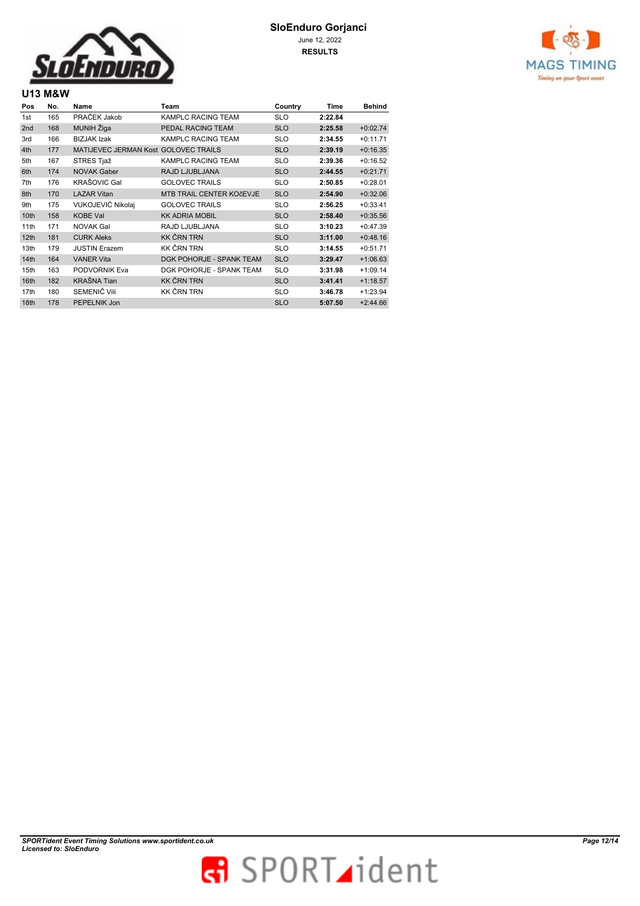**SloEnduro Gorjanci**
June 12, 2022
**RESULTS**

## U13 M&W

| Pos | No. | Name | Team | Country | Time | Behind |
|---|---|---|---|---|---|---|
| 1st | 165 | PRAČEK Jakob | KAMPLC RACING TEAM | SLO | **2:22.84** | |
| 2nd | 168 | MUNIH Žiga | PEDAL RACING TEAM | SLO | **2:25.58** | +0:02.74 |
| 3rd | 166 | BIZJAK Izak | KAMPLC RACING TEAM | SLO | **2:34.55** | +0:11.71 |
| 4th | 177 | MATIJEVEC JERMAN Kost | GOLOVEC TRAILS | SLO | **2:39.19** | +0:16.35 |
| 5th | 167 | STRES Tjaž | KAMPLC RACING TEAM | SLO | **2:39.36** | +0:16.52 |
| 6th | 174 | NOVAK Gaber | RAJD LJUBLJANA | SLO | **2:44.55** | +0:21.71 |
| 7th | 176 | KRAŠOVIC Gal | GOLOVEC TRAILS | SLO | **2:50.85** | +0:28.01 |
| 8th | 170 | LAZAR Vitan | MTB TRAIL CENTER KOčEVJE | SLO | **2:54.90** | +0:32.06 |
| 9th | 175 | VUKOJEVIĆ Nikolaj | GOLOVEC TRAILS | SLO | **2:56.25** | +0:33.41 |
| 10th | 158 | KOBE Val | KK ADRIA MOBIL | SLO | **2:58.40** | +0:35.56 |
| 11th | 171 | NOVAK Gal | RAJD LJUBLJANA | SLO | **3:10.23** | +0:47.39 |
| 12th | 181 | CURK Aleks | KK ČRN TRN | SLO | **3:11.00** | +0:48.16 |
| 13th | 179 | JUSTIN Erazem | KK ČRN TRN | SLO | **3:14.55** | +0:51.71 |
| 14th | 164 | VANER Vita | DGK POHORJE - SPANK TEAM | SLO | **3:29.47** | +1:06.63 |
| 15th | 163 | PODVORNIK Eva | DGK POHORJE - SPANK TEAM | SLO | **3:31.98** | +1:09.14 |
| 16th | 182 | KRAŠNA Tian | KK ČRN TRN | SLO | **3:41.41** | +1:18.57 |
| 17th | 180 | SEMENIČ Vili | KK ČRN TRN | SLO | **3:46.78** | +1:23.94 |
| 18th | 178 | PEPELNIK Jon | | SLO | **5:07.50** | +2:44.66 |

*SPORTident Event Timing Solutions www.sportident.co.uk*
*Licensed to: SloEnduro*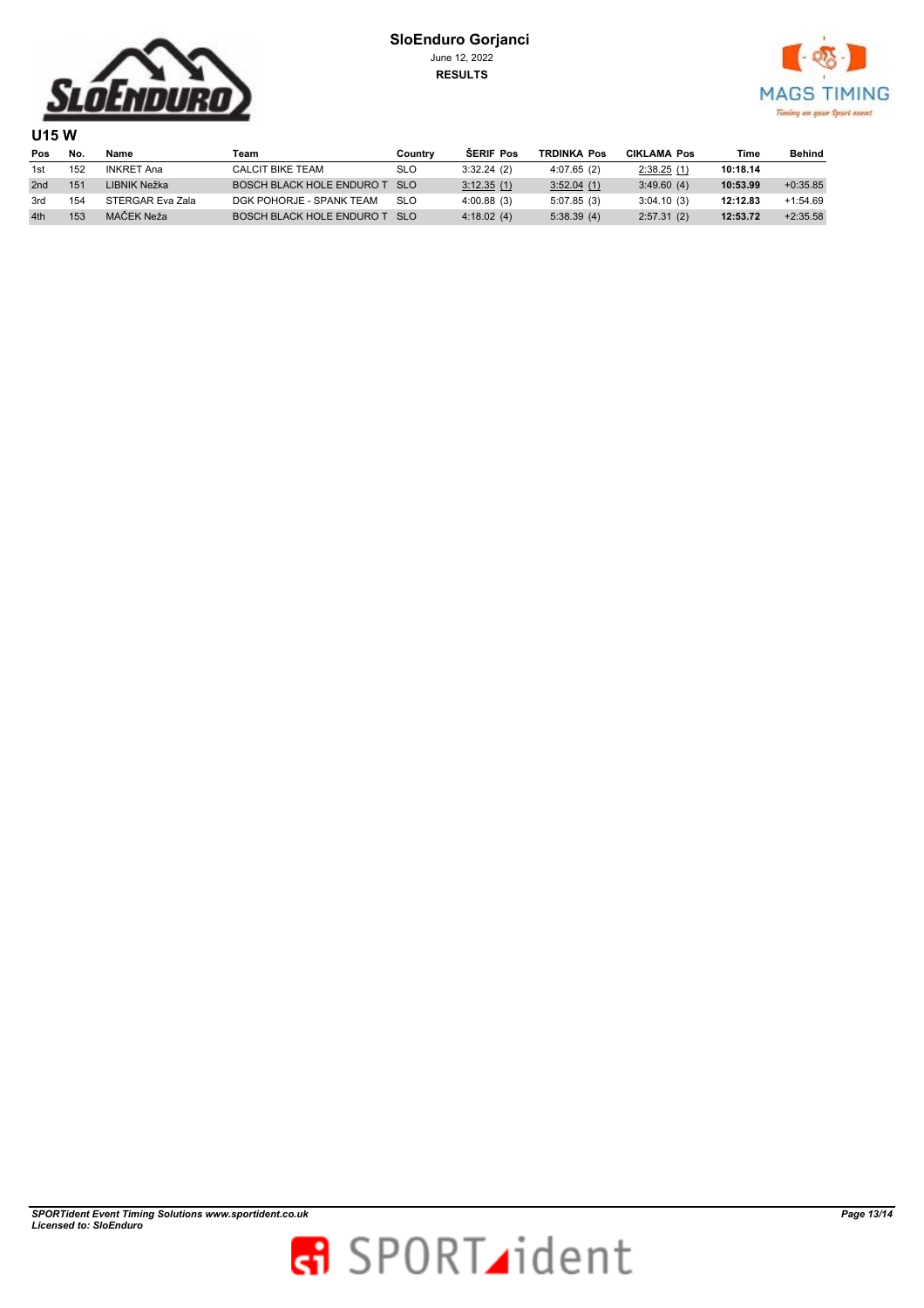**SloEnduro Gorjanci**
June 12, 2022
**RESULTS**

## U15 W

| Pos | No. | Name | Team | Country | ŠERIF Pos | TRDINKA Pos | CIKLAMA Pos | Time | Behind |
|---|---|---|---|---|---|---|---|---|---|
| 1st | 152 | INKRET Ana | CALCIT BIKE TEAM | SLO | 3:32.24 (2) | 4:07.65 (2) | 2:38.25 (1) | **10:18.14** | |
| 2nd | 151 | LIBNIK Nežka | BOSCH BLACK HOLE ENDURO T | SLO | 3:12.35 (1) | 3:52.04 (1) | 3:49.60 (4) | **10:53.99** | +0:35.85 |
| 3rd | 154 | STERGAR Eva Zala | DGK POHORJE - SPANK TEAM | SLO | 4:00.88 (3) | 5:07.85 (3) | 3:04.10 (3) | **12:12.83** | +1:54.69 |
| 4th | 153 | MAČEK Neža | BOSCH BLACK HOLE ENDURO T | SLO | 4:18.02 (4) | 5:38.39 (4) | 2:57.31 (2) | **12:53.72** | +2:35.58 |

*SPORTident Event Timing Solutions www.sportident.co.uk*
*Licensed to: SloEnduro*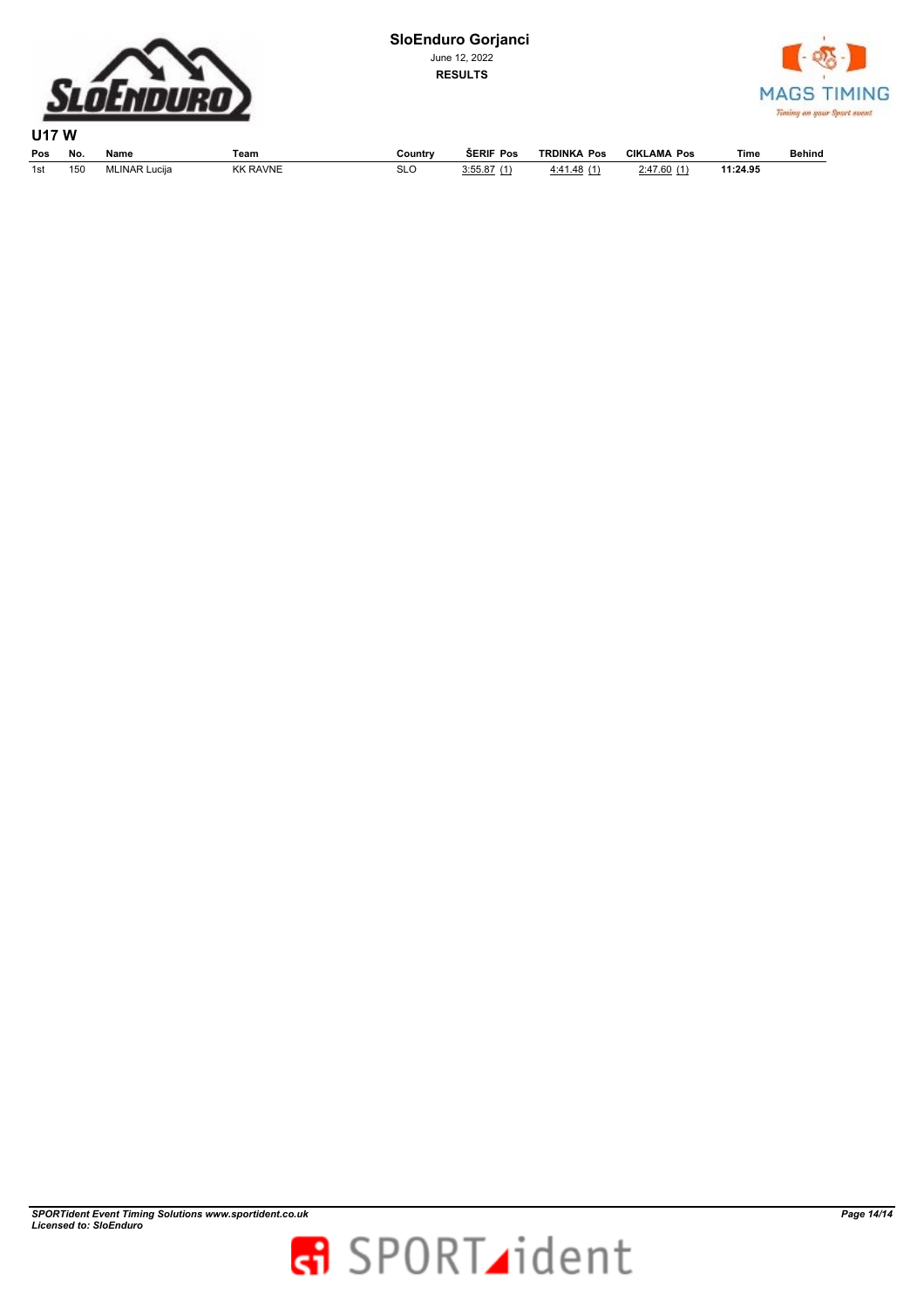**SloEnduro Gorjanci**

June 12, 2022

**RESULTS**

## U17 W

| Pos | No. | Name | Team | Country | ŠERIF Pos | TRDINKA Pos | CIKLAMA Pos | Time | Behind |
|---|---|---|---|---|---|---|---|---|---|
| 1st | 150 | MLINAR Lucija | KK RAVNE | SLO | 3:55.87 (1) | 4:41.48 (1) | 2:47.60 (1) | **11:24.95** | |

*SPORTident Event Timing Solutions www.sportident.co.uk*
*Licensed to: SloEnduro*